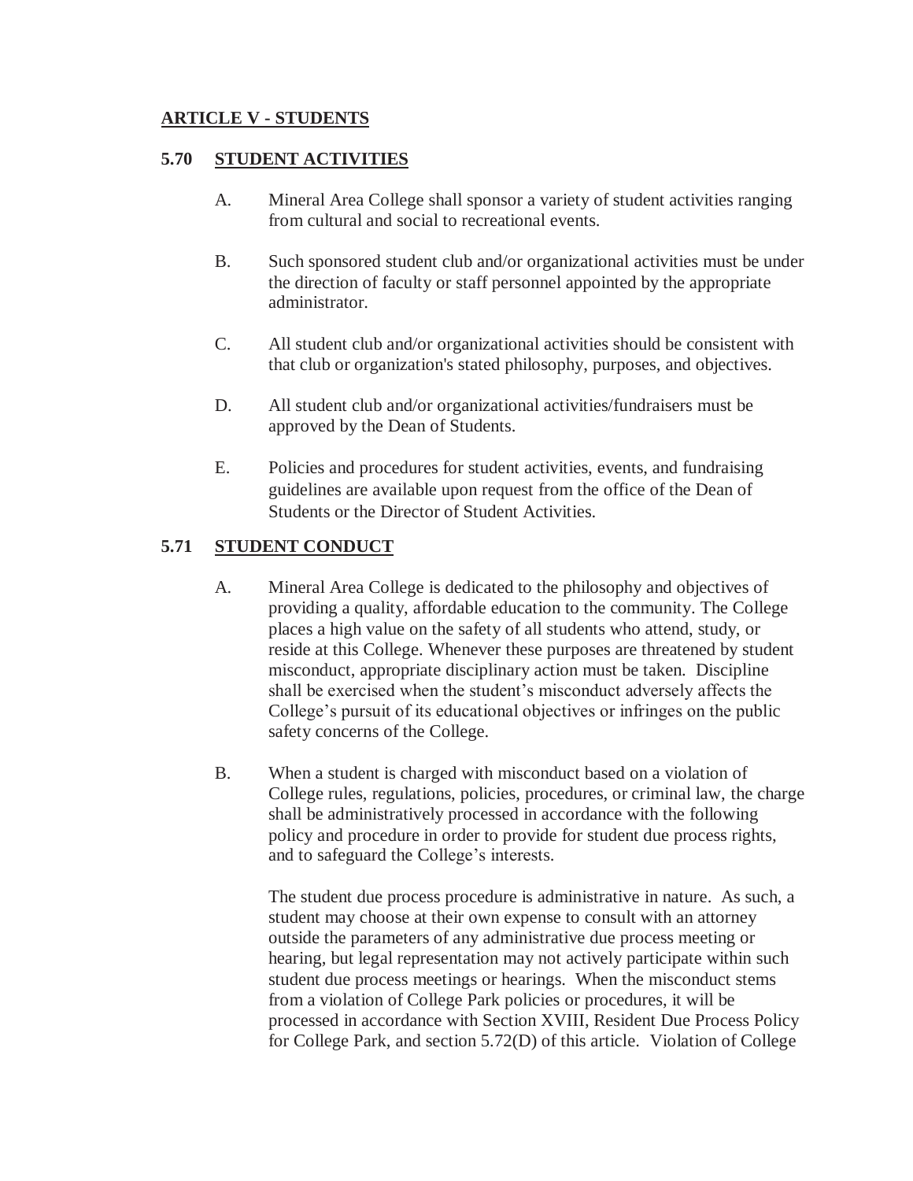## ARTICLE V - STUDENTS

### 5.70 STUDENT ACTIVITIES

A. Mineral Area College shall sponsor a variety of student activities ranging from cultural and social to recreational events.

B. Such sponsored student club and/or organizational activities must be under the direction of faculty or staff personnel appointed by the appropriate administrator.

C. All student club and/or organizational activities should be consistent with that club or organization's stated philosophy, purposes, and objectives.

D. All student club and/or organizational activities/fundraisers must be approved by the Dean of Students.

E. Policies and procedures for student activities, events, and fundraising guidelines are available upon request from the office of the Dean of Students or the Director of Student Activities.

### 5.71 STUDENT CONDUCT

A. Mineral Area College is dedicated to the philosophy and objectives of providing a quality, affordable education to the community. The College places a high value on the safety of all students who attend, study, or reside at this College. Whenever these purposes are threatened by student misconduct, appropriate disciplinary action must be taken. Discipline shall be exercised when the student's misconduct adversely affects the College's pursuit of its educational objectives or infringes on the public safety concerns of the College.

B. When a student is charged with misconduct based on a violation of College rules, regulations, policies, procedures, or criminal law, the charge shall be administratively processed in accordance with the following policy and procedure in order to provide for student due process rights, and to safeguard the College's interests.

The student due process procedure is administrative in nature. As such, a student may choose at their own expense to consult with an attorney outside the parameters of any administrative due process meeting or hearing, but legal representation may not actively participate within such student due process meetings or hearings. When the misconduct stems from a violation of College Park policies or procedures, it will be processed in accordance with Section XVIII, Resident Due Process Policy for College Park, and section 5.72(D) of this article. Violation of College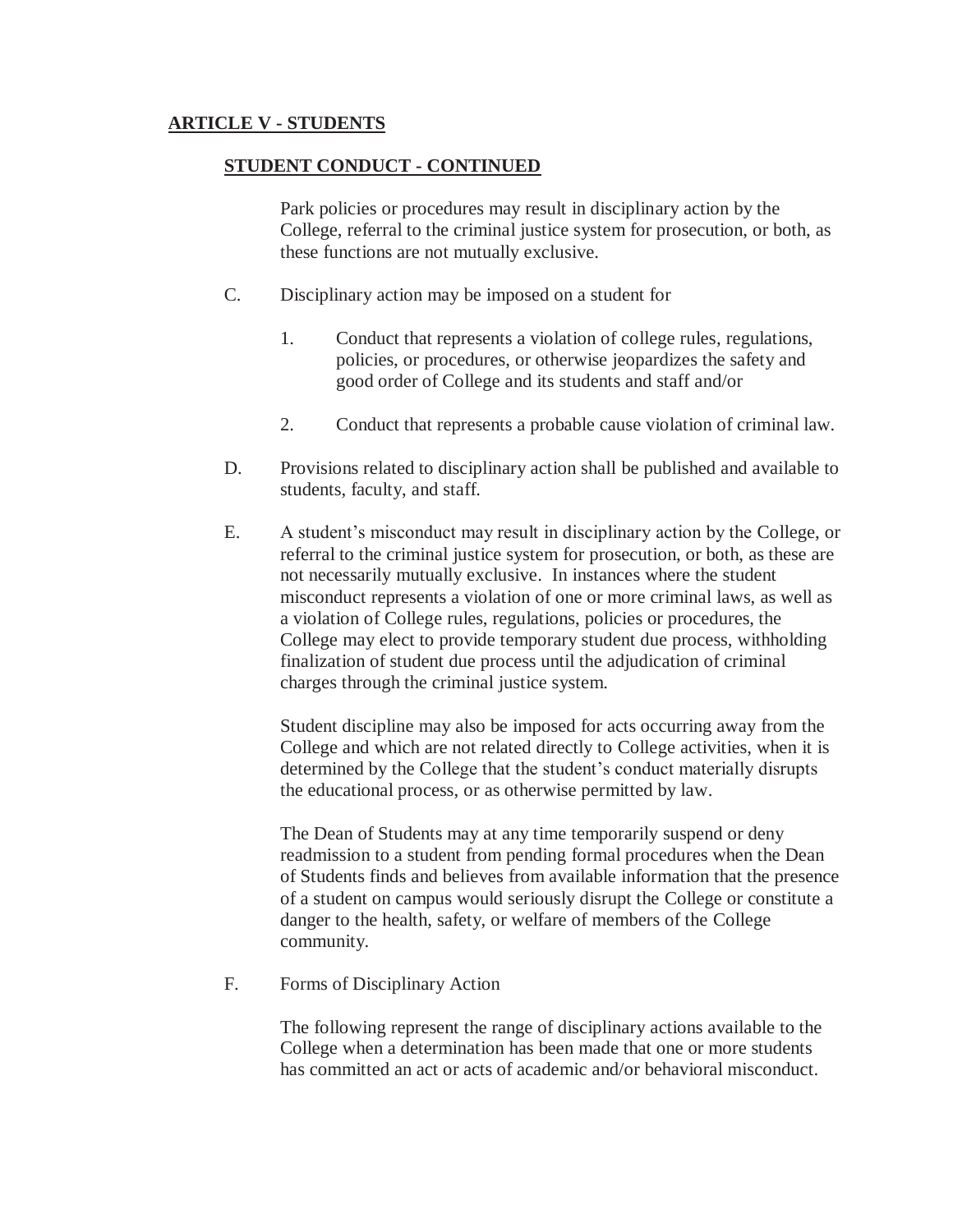## ARTICLE V - STUDENTS

### STUDENT CONDUCT - CONTINUED

Park policies or procedures may result in disciplinary action by the College, referral to the criminal justice system for prosecution, or both, as these functions are not mutually exclusive.

C. Disciplinary action may be imposed on a student for

1. Conduct that represents a violation of college rules, regulations, policies, or procedures, or otherwise jeopardizes the safety and good order of College and its students and staff and/or

2. Conduct that represents a probable cause violation of criminal law.

D. Provisions related to disciplinary action shall be published and available to students, faculty, and staff.

E. A student's misconduct may result in disciplinary action by the College, or referral to the criminal justice system for prosecution, or both, as these are not necessarily mutually exclusive. In instances where the student misconduct represents a violation of one or more criminal laws, as well as a violation of College rules, regulations, policies or procedures, the College may elect to provide temporary student due process, withholding finalization of student due process until the adjudication of criminal charges through the criminal justice system.

Student discipline may also be imposed for acts occurring away from the College and which are not related directly to College activities, when it is determined by the College that the student's conduct materially disrupts the educational process, or as otherwise permitted by law.

The Dean of Students may at any time temporarily suspend or deny readmission to a student from pending formal procedures when the Dean of Students finds and believes from available information that the presence of a student on campus would seriously disrupt the College or constitute a danger to the health, safety, or welfare of members of the College community.

F. Forms of Disciplinary Action

The following represent the range of disciplinary actions available to the College when a determination has been made that one or more students has committed an act or acts of academic and/or behavioral misconduct.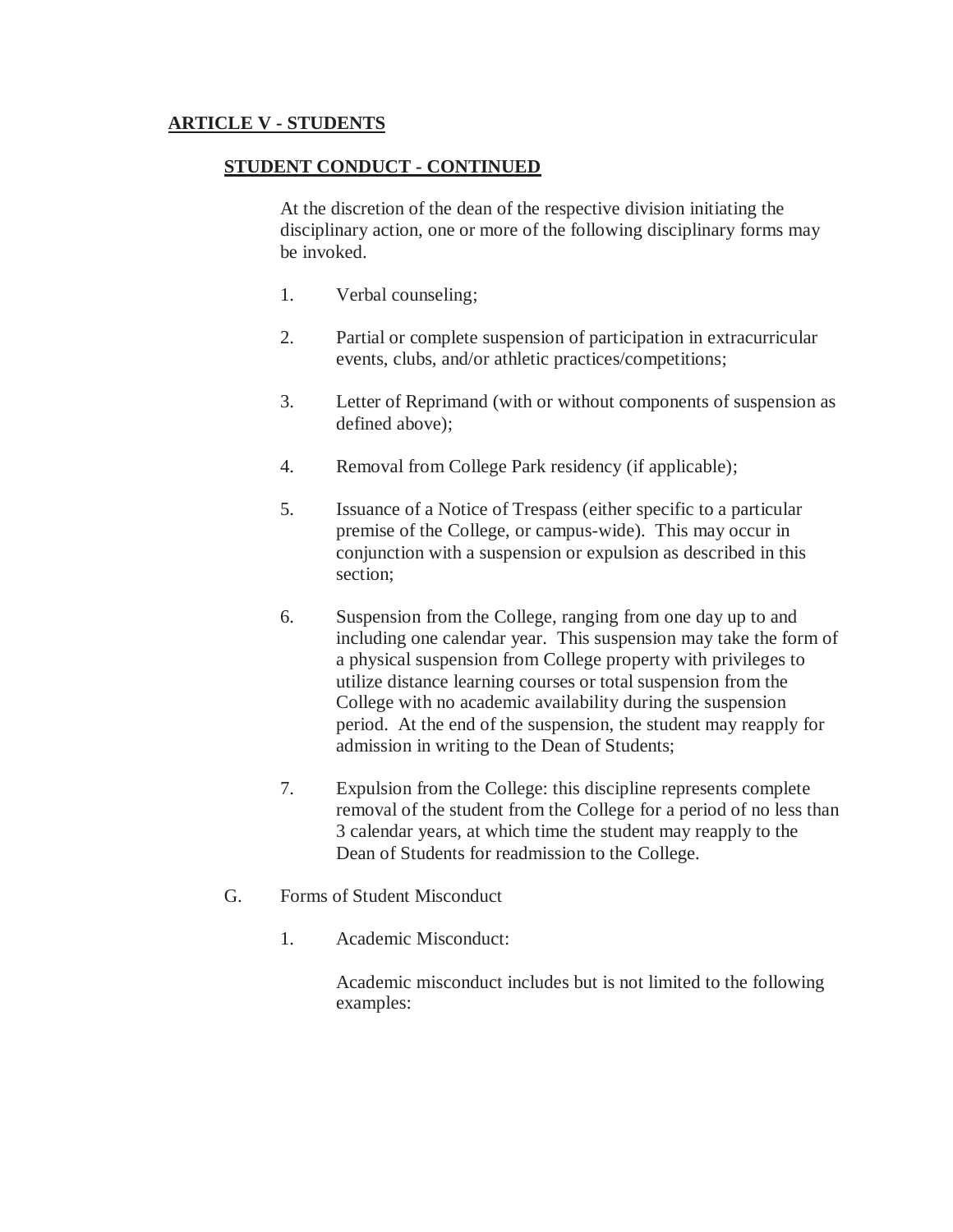**ARTICLE V - STUDENTS**

**STUDENT CONDUCT - CONTINUED**

At the discretion of the dean of the respective division initiating the disciplinary action, one or more of the following disciplinary forms may be invoked.

1. Verbal counseling;

2. Partial or complete suspension of participation in extracurricular events, clubs, and/or athletic practices/competitions;

3. Letter of Reprimand (with or without components of suspension as defined above);

4. Removal from College Park residency (if applicable);

5. Issuance of a Notice of Trespass (either specific to a particular premise of the College, or campus-wide). This may occur in conjunction with a suspension or expulsion as described in this section;

6. Suspension from the College, ranging from one day up to and including one calendar year. This suspension may take the form of a physical suspension from College property with privileges to utilize distance learning courses or total suspension from the College with no academic availability during the suspension period. At the end of the suspension, the student may reapply for admission in writing to the Dean of Students;

7. Expulsion from the College: this discipline represents complete removal of the student from the College for a period of no less than 3 calendar years, at which time the student may reapply to the Dean of Students for readmission to the College.

G. Forms of Student Misconduct

1. Academic Misconduct:

   Academic misconduct includes but is not limited to the following examples: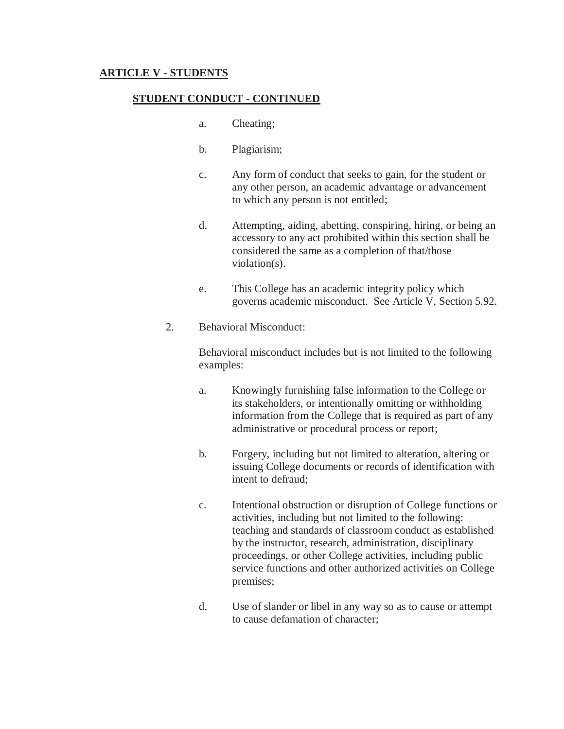**ARTICLE V - STUDENTS**

**STUDENT CONDUCT - CONTINUED**

a. Cheating;

b. Plagiarism;

c. Any form of conduct that seeks to gain, for the student or any other person, an academic advantage or advancement to which any person is not entitled;

d. Attempting, aiding, abetting, conspiring, hiring, or being an accessory to any act prohibited within this section shall be considered the same as a completion of that/those violation(s).

e. This College has an academic integrity policy which governs academic misconduct. See Article V, Section 5.92.

2. Behavioral Misconduct:

Behavioral misconduct includes but is not limited to the following examples:

a. Knowingly furnishing false information to the College or its stakeholders, or intentionally omitting or withholding information from the College that is required as part of any administrative or procedural process or report;

b. Forgery, including but not limited to alteration, altering or issuing College documents or records of identification with intent to defraud;

c. Intentional obstruction or disruption of College functions or activities, including but not limited to the following: teaching and standards of classroom conduct as established by the instructor, research, administration, disciplinary proceedings, or other College activities, including public service functions and other authorized activities on College premises;

d. Use of slander or libel in any way so as to cause or attempt to cause defamation of character;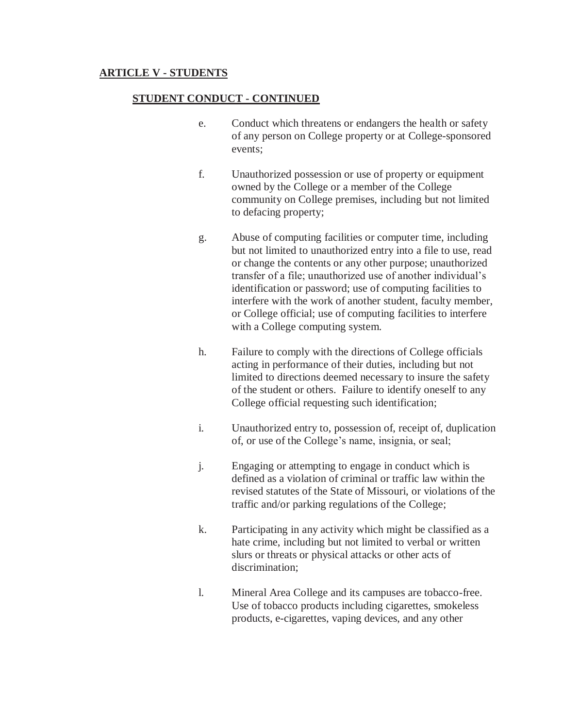## ARTICLE V - STUDENTS

### STUDENT CONDUCT - CONTINUED

e. Conduct which threatens or endangers the health or safety of any person on College property or at College-sponsored events;

f. Unauthorized possession or use of property or equipment owned by the College or a member of the College community on College premises, including but not limited to defacing property;

g. Abuse of computing facilities or computer time, including but not limited to unauthorized entry into a file to use, read or change the contents or any other purpose; unauthorized transfer of a file; unauthorized use of another individual's identification or password; use of computing facilities to interfere with the work of another student, faculty member, or College official; use of computing facilities to interfere with a College computing system.

h. Failure to comply with the directions of College officials acting in performance of their duties, including but not limited to directions deemed necessary to insure the safety of the student or others. Failure to identify oneself to any College official requesting such identification;

i. Unauthorized entry to, possession of, receipt of, duplication of, or use of the College's name, insignia, or seal;

j. Engaging or attempting to engage in conduct which is defined as a violation of criminal or traffic law within the revised statutes of the State of Missouri, or violations of the traffic and/or parking regulations of the College;

k. Participating in any activity which might be classified as a hate crime, including but not limited to verbal or written slurs or threats or physical attacks or other acts of discrimination;

l. Mineral Area College and its campuses are tobacco-free. Use of tobacco products including cigarettes, smokeless products, e-cigarettes, vaping devices, and any other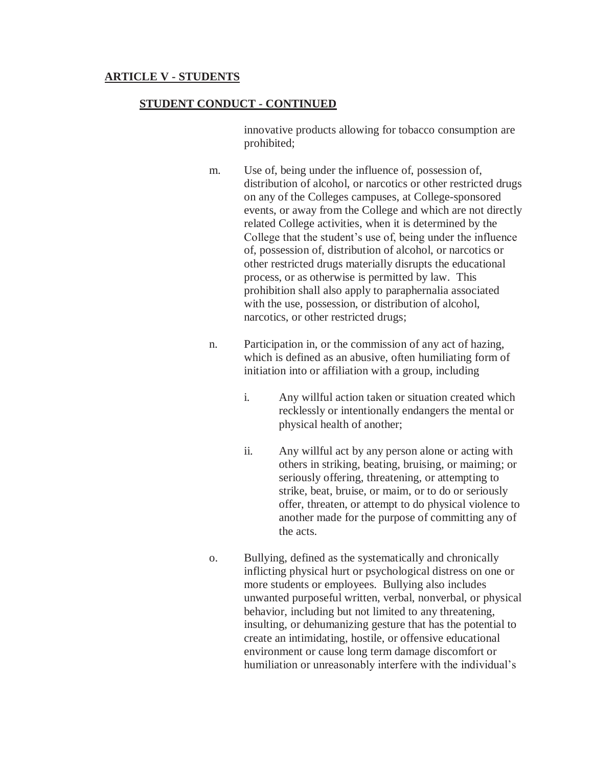**ARTICLE V - STUDENTS**

**STUDENT CONDUCT - CONTINUED**

innovative products allowing for tobacco consumption are prohibited;

m. Use of, being under the influence of, possession of, distribution of alcohol, or narcotics or other restricted drugs on any of the Colleges campuses, at College-sponsored events, or away from the College and which are not directly related College activities, when it is determined by the College that the student's use of, being under the influence of, possession of, distribution of alcohol, or narcotics or other restricted drugs materially disrupts the educational process, or as otherwise is permitted by law. This prohibition shall also apply to paraphernalia associated with the use, possession, or distribution of alcohol, narcotics, or other restricted drugs;

n. Participation in, or the commission of any act of hazing, which is defined as an abusive, often humiliating form of initiation into or affiliation with a group, including

   i. Any willful action taken or situation created which recklessly or intentionally endangers the mental or physical health of another;

   ii. Any willful act by any person alone or acting with others in striking, beating, bruising, or maiming; or seriously offering, threatening, or attempting to strike, beat, bruise, or maim, or to do or seriously offer, threaten, or attempt to do physical violence to another made for the purpose of committing any of the acts.

o. Bullying, defined as the systematically and chronically inflicting physical hurt or psychological distress on one or more students or employees. Bullying also includes unwanted purposeful written, verbal, nonverbal, or physical behavior, including but not limited to any threatening, insulting, or dehumanizing gesture that has the potential to create an intimidating, hostile, or offensive educational environment or cause long term damage discomfort or humiliation or unreasonably interfere with the individual's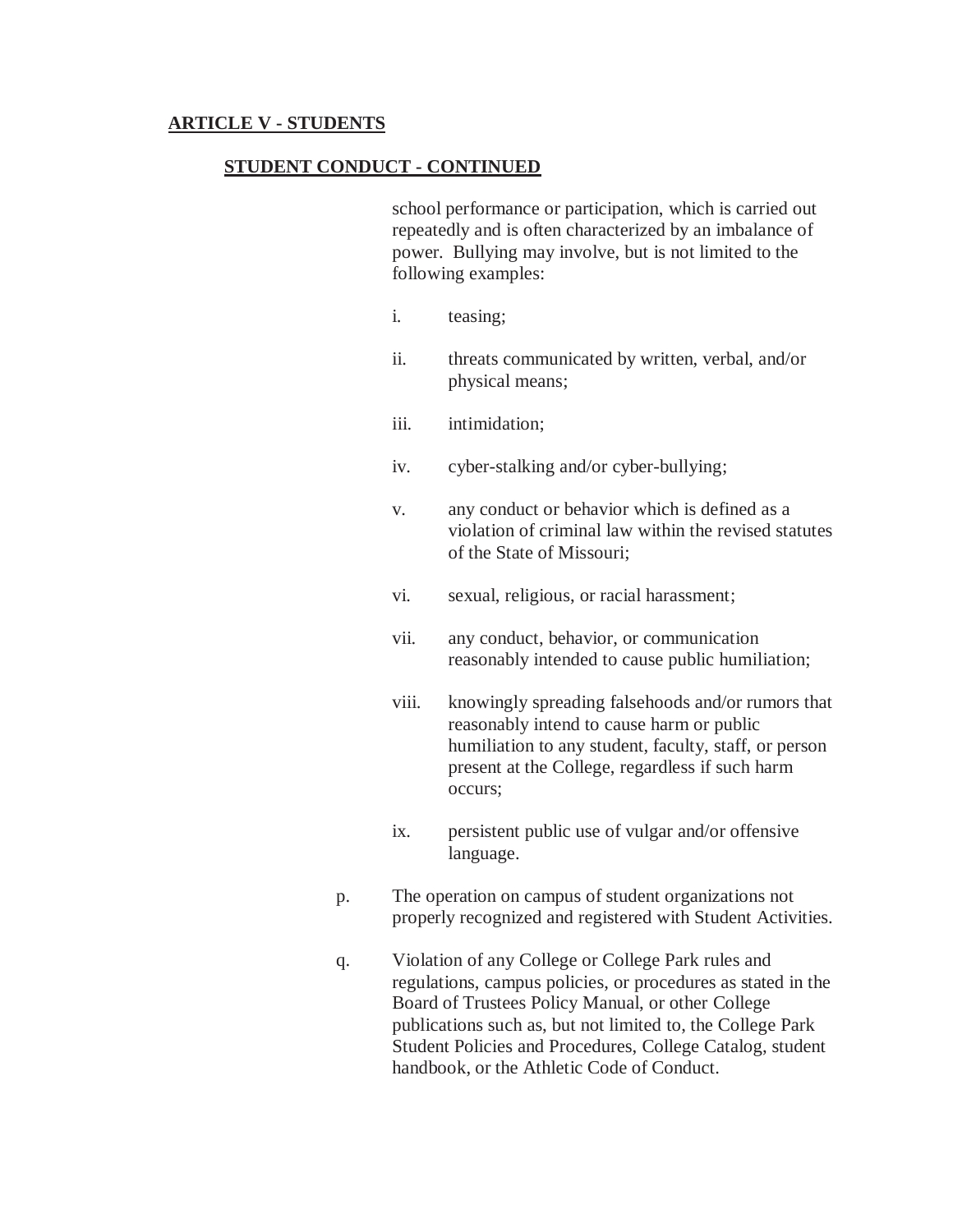**ARTICLE V - STUDENTS**

**STUDENT CONDUCT - CONTINUED**

school performance or participation, which is carried out repeatedly and is often characterized by an imbalance of power. Bullying may involve, but is not limited to the following examples:

i. teasing;

ii. threats communicated by written, verbal, and/or physical means;

iii. intimidation;

iv. cyber-stalking and/or cyber-bullying;

v. any conduct or behavior which is defined as a violation of criminal law within the revised statutes of the State of Missouri;

vi. sexual, religious, or racial harassment;

vii. any conduct, behavior, or communication reasonably intended to cause public humiliation;

viii. knowingly spreading falsehoods and/or rumors that reasonably intend to cause harm or public humiliation to any student, faculty, staff, or person present at the College, regardless if such harm occurs;

ix. persistent public use of vulgar and/or offensive language.

p. The operation on campus of student organizations not properly recognized and registered with Student Activities.

q. Violation of any College or College Park rules and regulations, campus policies, or procedures as stated in the Board of Trustees Policy Manual, or other College publications such as, but not limited to, the College Park Student Policies and Procedures, College Catalog, student handbook, or the Athletic Code of Conduct.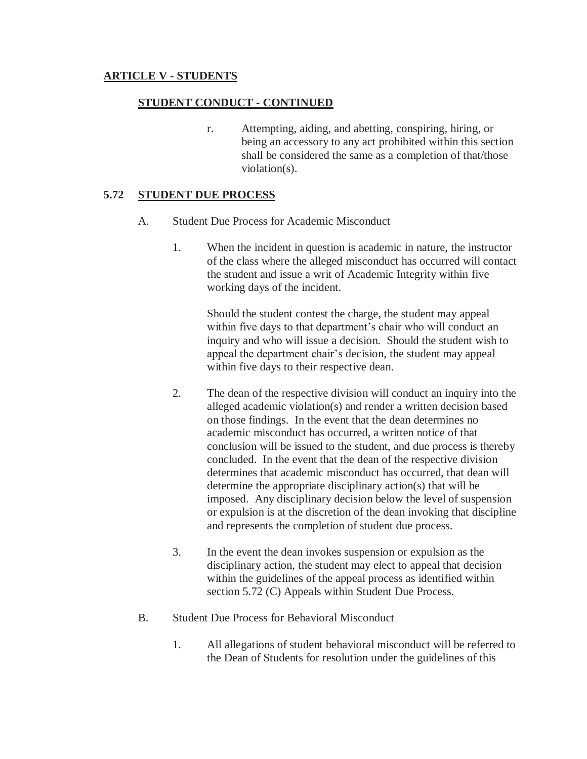**ARTICLE V - STUDENTS**

**STUDENT CONDUCT - CONTINUED**

r. Attempting, aiding, and abetting, conspiring, hiring, or being an accessory to any act prohibited within this section shall be considered the same as a completion of that/those violation(s).

## 5.72 STUDENT DUE PROCESS

A. Student Due Process for Academic Misconduct

1. When the incident in question is academic in nature, the instructor of the class where the alleged misconduct has occurred will contact the student and issue a writ of Academic Integrity within five working days of the incident.

   Should the student contest the charge, the student may appeal within five days to that department's chair who will conduct an inquiry and who will issue a decision. Should the student wish to appeal the department chair's decision, the student may appeal within five days to their respective dean.

2. The dean of the respective division will conduct an inquiry into the alleged academic violation(s) and render a written decision based on those findings. In the event that the dean determines no academic misconduct has occurred, a written notice of that conclusion will be issued to the student, and due process is thereby concluded. In the event that the dean of the respective division determines that academic misconduct has occurred, that dean will determine the appropriate disciplinary action(s) that will be imposed. Any disciplinary decision below the level of suspension or expulsion is at the discretion of the dean invoking that discipline and represents the completion of student due process.

3. In the event the dean invokes suspension or expulsion as the disciplinary action, the student may elect to appeal that decision within the guidelines of the appeal process as identified within section 5.72 (C) Appeals within Student Due Process.

B. Student Due Process for Behavioral Misconduct

1. All allegations of student behavioral misconduct will be referred to the Dean of Students for resolution under the guidelines of this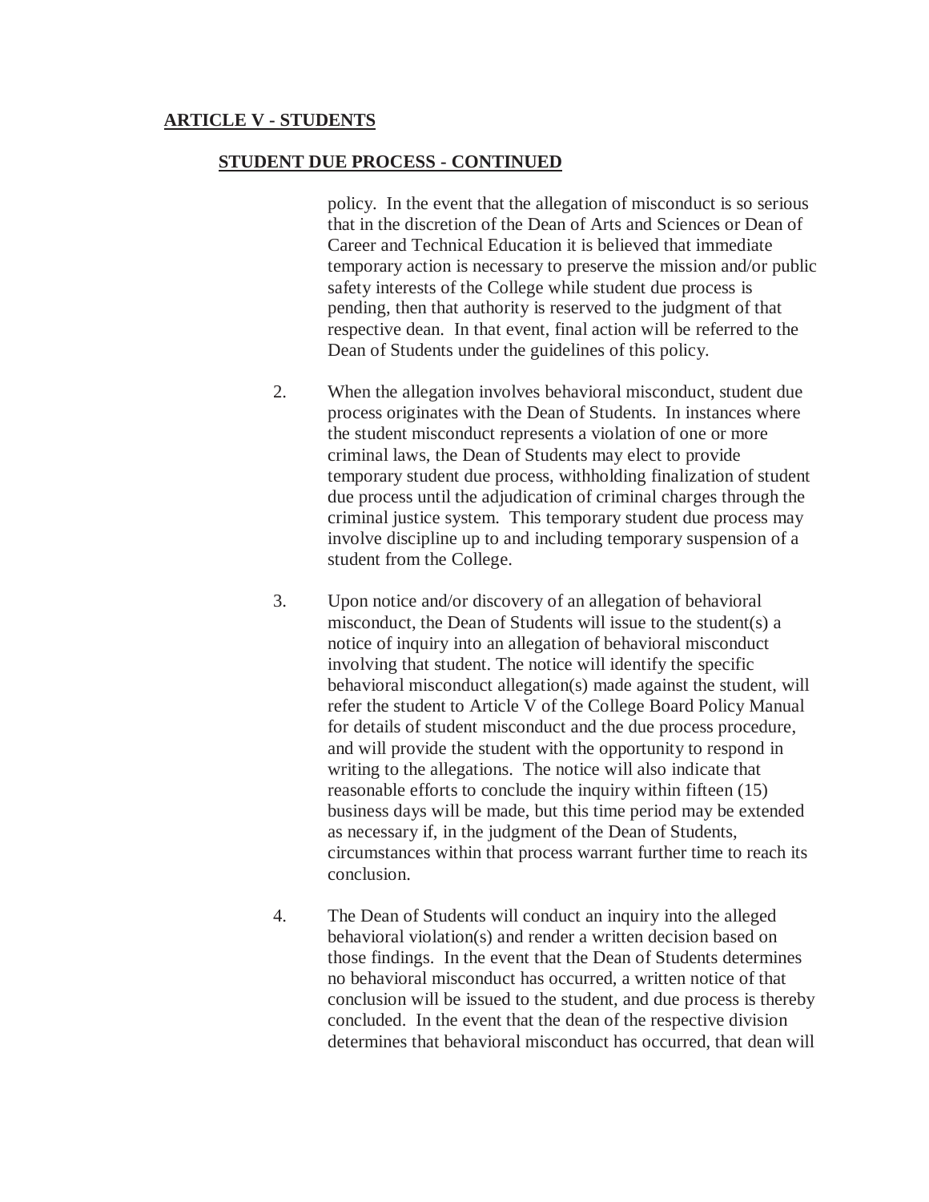## ARTICLE V - STUDENTS

### STUDENT DUE PROCESS - CONTINUED

policy. In the event that the allegation of misconduct is so serious that in the discretion of the Dean of Arts and Sciences or Dean of Career and Technical Education it is believed that immediate temporary action is necessary to preserve the mission and/or public safety interests of the College while student due process is pending, then that authority is reserved to the judgment of that respective dean. In that event, final action will be referred to the Dean of Students under the guidelines of this policy.

2. When the allegation involves behavioral misconduct, student due process originates with the Dean of Students. In instances where the student misconduct represents a violation of one or more criminal laws, the Dean of Students may elect to provide temporary student due process, withholding finalization of student due process until the adjudication of criminal charges through the criminal justice system. This temporary student due process may involve discipline up to and including temporary suspension of a student from the College.

3. Upon notice and/or discovery of an allegation of behavioral misconduct, the Dean of Students will issue to the student(s) a notice of inquiry into an allegation of behavioral misconduct involving that student. The notice will identify the specific behavioral misconduct allegation(s) made against the student, will refer the student to Article V of the College Board Policy Manual for details of student misconduct and the due process procedure, and will provide the student with the opportunity to respond in writing to the allegations. The notice will also indicate that reasonable efforts to conclude the inquiry within fifteen (15) business days will be made, but this time period may be extended as necessary if, in the judgment of the Dean of Students, circumstances within that process warrant further time to reach its conclusion.

4. The Dean of Students will conduct an inquiry into the alleged behavioral violation(s) and render a written decision based on those findings. In the event that the Dean of Students determines no behavioral misconduct has occurred, a written notice of that conclusion will be issued to the student, and due process is thereby concluded. In the event that the dean of the respective division determines that behavioral misconduct has occurred, that dean will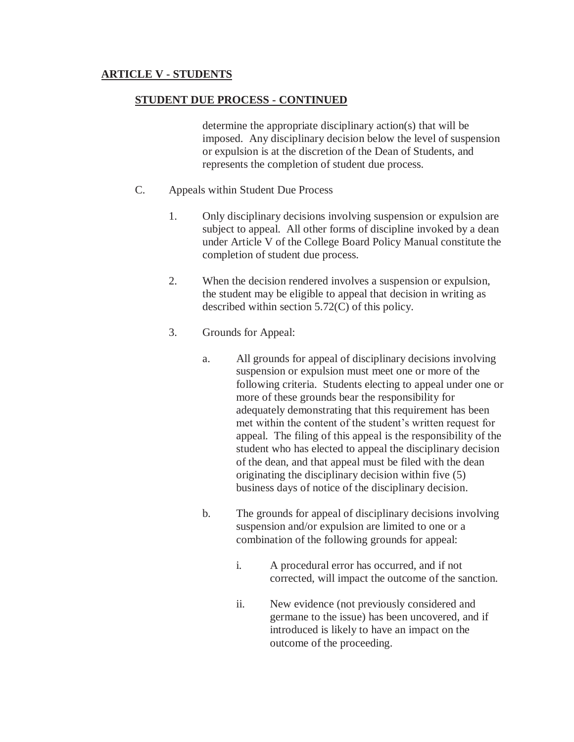**ARTICLE V - STUDENTS**

**STUDENT DUE PROCESS - CONTINUED**

determine the appropriate disciplinary action(s) that will be imposed. Any disciplinary decision below the level of suspension or expulsion is at the discretion of the Dean of Students, and represents the completion of student due process.

C. Appeals within Student Due Process

1. Only disciplinary decisions involving suspension or expulsion are subject to appeal. All other forms of discipline invoked by a dean under Article V of the College Board Policy Manual constitute the completion of student due process.

2. When the decision rendered involves a suspension or expulsion, the student may be eligible to appeal that decision in writing as described within section 5.72(C) of this policy.

3. Grounds for Appeal:

   a. All grounds for appeal of disciplinary decisions involving suspension or expulsion must meet one or more of the following criteria. Students electing to appeal under one or more of these grounds bear the responsibility for adequately demonstrating that this requirement has been met within the content of the student's written request for appeal. The filing of this appeal is the responsibility of the student who has elected to appeal the disciplinary decision of the dean, and that appeal must be filed with the dean originating the disciplinary decision within five (5) business days of notice of the disciplinary decision.

   b. The grounds for appeal of disciplinary decisions involving suspension and/or expulsion are limited to one or a combination of the following grounds for appeal:

      i. A procedural error has occurred, and if not corrected, will impact the outcome of the sanction.

      ii. New evidence (not previously considered and germane to the issue) has been uncovered, and if introduced is likely to have an impact on the outcome of the proceeding.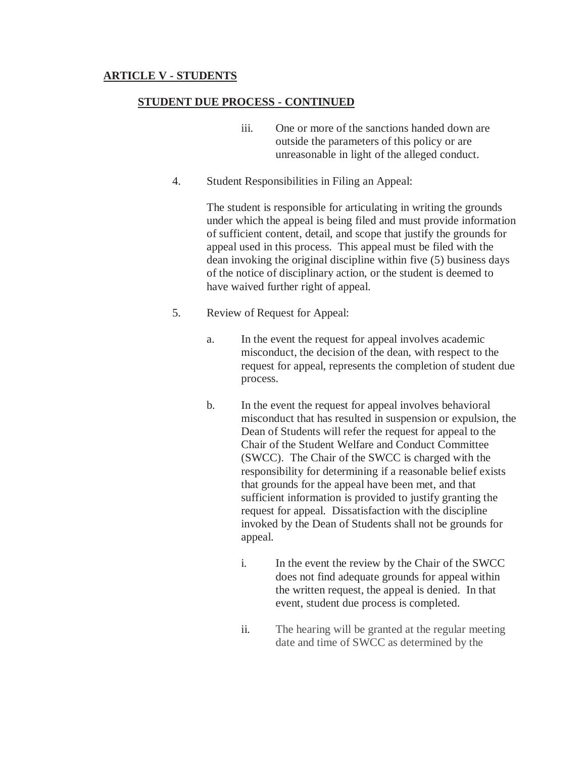## ARTICLE V - STUDENTS

### STUDENT DUE PROCESS - CONTINUED

iii. One or more of the sanctions handed down are outside the parameters of this policy or are unreasonable in light of the alleged conduct.

4. Student Responsibilities in Filing an Appeal:

   The student is responsible for articulating in writing the grounds under which the appeal is being filed and must provide information of sufficient content, detail, and scope that justify the grounds for appeal used in this process. This appeal must be filed with the dean invoking the original discipline within five (5) business days of the notice of disciplinary action, or the student is deemed to have waived further right of appeal.

5. Review of Request for Appeal:

   a. In the event the request for appeal involves academic misconduct, the decision of the dean, with respect to the request for appeal, represents the completion of student due process.

   b. In the event the request for appeal involves behavioral misconduct that has resulted in suspension or expulsion, the Dean of Students will refer the request for appeal to the Chair of the Student Welfare and Conduct Committee (SWCC). The Chair of the SWCC is charged with the responsibility for determining if a reasonable belief exists that grounds for the appeal have been met, and that sufficient information is provided to justify granting the request for appeal. Dissatisfaction with the discipline invoked by the Dean of Students shall not be grounds for appeal.

      i. In the event the review by the Chair of the SWCC does not find adequate grounds for appeal within the written request, the appeal is denied. In that event, student due process is completed.

      ii. The hearing will be granted at the regular meeting date and time of SWCC as determined by the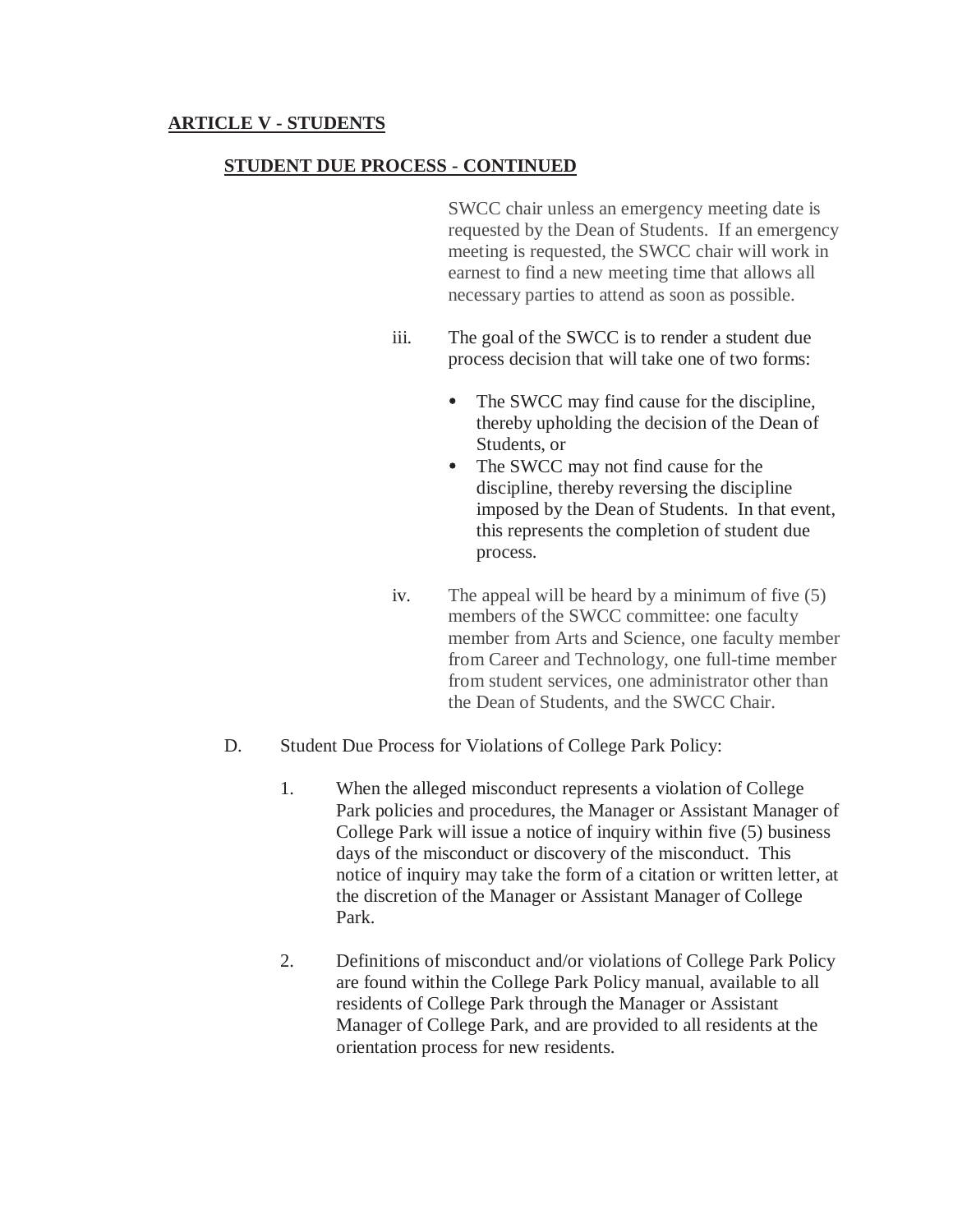**ARTICLE V - STUDENTS**

**STUDENT DUE PROCESS - CONTINUED**

SWCC chair unless an emergency meeting date is requested by the Dean of Students. If an emergency meeting is requested, the SWCC chair will work in earnest to find a new meeting time that allows all necessary parties to attend as soon as possible.

iii. The goal of the SWCC is to render a student due process decision that will take one of two forms:

- The SWCC may find cause for the discipline, thereby upholding the decision of the Dean of Students, or
- The SWCC may not find cause for the discipline, thereby reversing the discipline imposed by the Dean of Students. In that event, this represents the completion of student due process.

iv. The appeal will be heard by a minimum of five (5) members of the SWCC committee: one faculty member from Arts and Science, one faculty member from Career and Technology, one full-time member from student services, one administrator other than the Dean of Students, and the SWCC Chair.

D. Student Due Process for Violations of College Park Policy:

1. When the alleged misconduct represents a violation of College Park policies and procedures, the Manager or Assistant Manager of College Park will issue a notice of inquiry within five (5) business days of the misconduct or discovery of the misconduct. This notice of inquiry may take the form of a citation or written letter, at the discretion of the Manager or Assistant Manager of College Park.

2. Definitions of misconduct and/or violations of College Park Policy are found within the College Park Policy manual, available to all residents of College Park through the Manager or Assistant Manager of College Park, and are provided to all residents at the orientation process for new residents.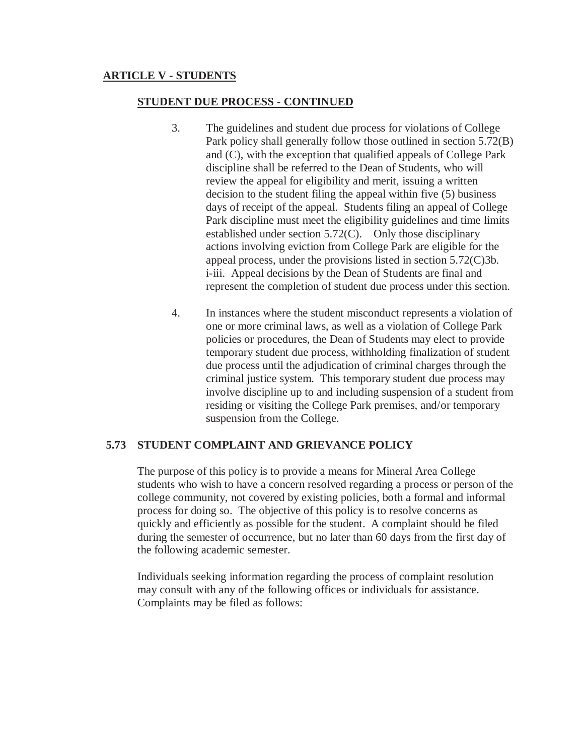## ARTICLE V - STUDENTS

### STUDENT DUE PROCESS - CONTINUED

3. The guidelines and student due process for violations of College Park policy shall generally follow those outlined in section 5.72(B) and (C), with the exception that qualified appeals of College Park discipline shall be referred to the Dean of Students, who will review the appeal for eligibility and merit, issuing a written decision to the student filing the appeal within five (5) business days of receipt of the appeal. Students filing an appeal of College Park discipline must meet the eligibility guidelines and time limits established under section 5.72(C). Only those disciplinary actions involving eviction from College Park are eligible for the appeal process, under the provisions listed in section 5.72(C)3b. i-iii. Appeal decisions by the Dean of Students are final and represent the completion of student due process under this section.

4. In instances where the student misconduct represents a violation of one or more criminal laws, as well as a violation of College Park policies or procedures, the Dean of Students may elect to provide temporary student due process, withholding finalization of student due process until the adjudication of criminal charges through the criminal justice system. This temporary student due process may involve discipline up to and including suspension of a student from residing or visiting the College Park premises, and/or temporary suspension from the College.

### 5.73 STUDENT COMPLAINT AND GRIEVANCE POLICY

The purpose of this policy is to provide a means for Mineral Area College students who wish to have a concern resolved regarding a process or person of the college community, not covered by existing policies, both a formal and informal process for doing so. The objective of this policy is to resolve concerns as quickly and efficiently as possible for the student. A complaint should be filed during the semester of occurrence, but no later than 60 days from the first day of the following academic semester.

Individuals seeking information regarding the process of complaint resolution may consult with any of the following offices or individuals for assistance. Complaints may be filed as follows: